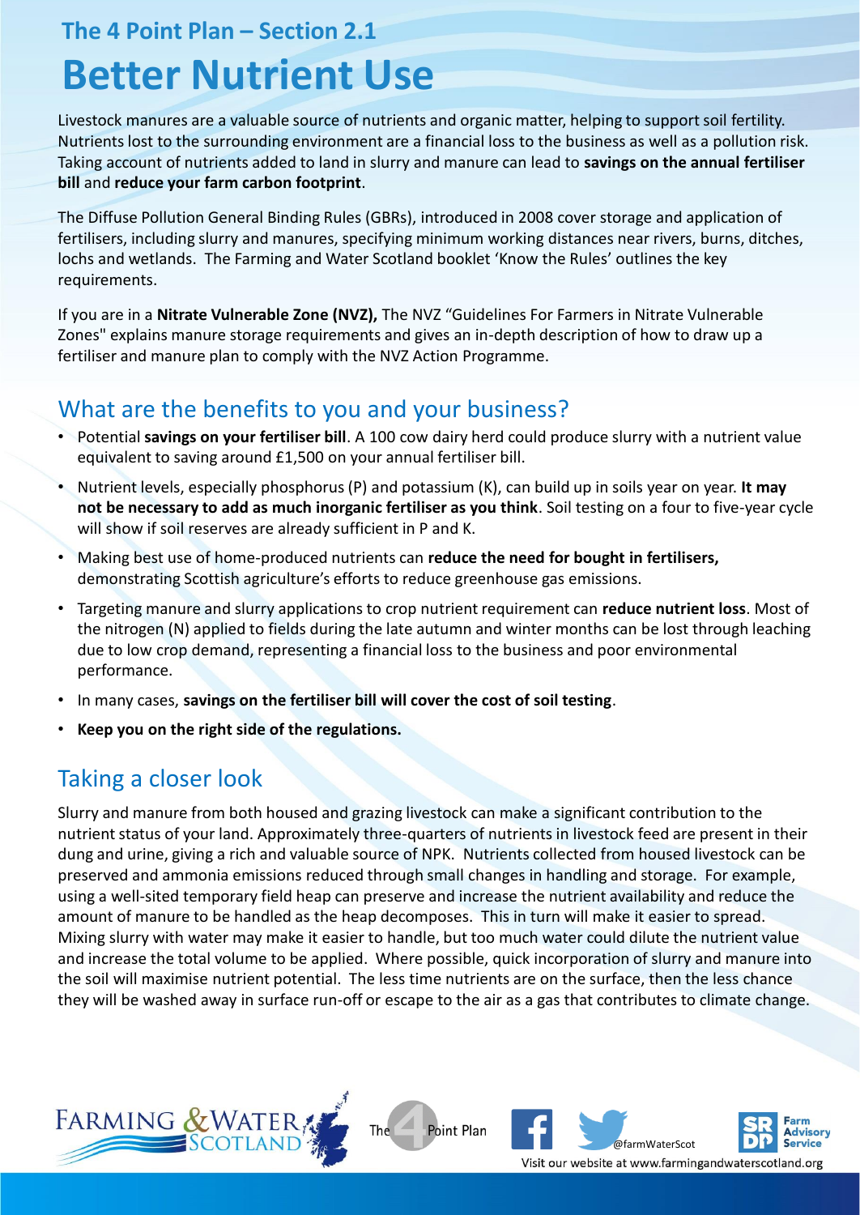## The 4 Point Plan – Section 2.1

# Better Nutrient Use

Livestock manures are a valuable source of nutrients and organic matter, helping to support soil fertility. Nutrients lost to the surrounding environment are a financial loss to the business as well as a pollution risk. Taking account of nutrients added to land in slurry and manure can lead to **savings on the annual fertiliser bill** and **reduce your farm carbon footprint**.

The Diffuse Pollution General Binding Rules (GBRs), introduced in 2008 cover storage and application of fertilisers, including slurry and manures, specifying minimum working distances near rivers, burns, ditches, lochs and wetlands. The Farming and Water Scotland booklet 'Know the Rules' outlines the key requirements.

If you are in a **Nitrate Vulnerable Zone (NVZ),** The NVZ "Guidelines For Farmers in Nitrate Vulnerable Zones" explains manure storage requirements and gives an in-depth description of how to draw up a fertiliser and manure plan to comply with the NVZ Action Programme.

## What are the benefits to you and your business?

- Potential **savings on your fertiliser bill**. A 100 cow dairy herd could produce slurry with a nutrient value equivalent to saving around £1,500 on your annual fertiliser bill.
- Nutrient levels, especially phosphorus (P) and potassium (K), can build up in soils year on year. **It may not be necessary to add as much inorganic fertiliser as you think**. Soil testing on a four to five-year cycle will show if soil reserves are already sufficient in P and K.
- Making best use of home-produced nutrients can **reduce the need for bought in fertilisers,** demonstrating Scottish agriculture's efforts to reduce greenhouse gas emissions.
- Targeting manure and slurry applications to crop nutrient requirement can **reduce nutrient loss**. Most of the nitrogen (N) applied to fields during the late autumn and winter months can be lost through leaching due to low crop demand, representing a financial loss to the business and poor environmental performance.
- In many cases, **savings on the fertiliser bill will cover the cost of soil testing**.
- **Keep you on the right side of the regulations.**

## Taking a closer look

Slurry and manure from both housed and grazing livestock can make a significant contribution to the nutrient status of your land. Approximately three-quarters of nutrients in livestock feed are present in their dung and urine, giving a rich and valuable source of NPK. Nutrients collected from housed livestock can be preserved and ammonia emissions reduced through small changes in handling and storage. For example, using a well-sited temporary field heap can preserve and increase the nutrient availability and reduce the amount of manure to be handled as the heap decomposes. This in turn will make it easier to spread. Mixing slurry with water may make it easier to handle, but too much water could dilute the nutrient value and increase the total volume to be applied. Where possible, quick incorporation of slurry and manure into the soil will maximise nutrient potential. The less time nutrients are on the surface, then the less chance they will be washed away in surface run-off or escape to the air as a gas that contributes to climate change.

Visit our website at www.farmingandwaterscotland.org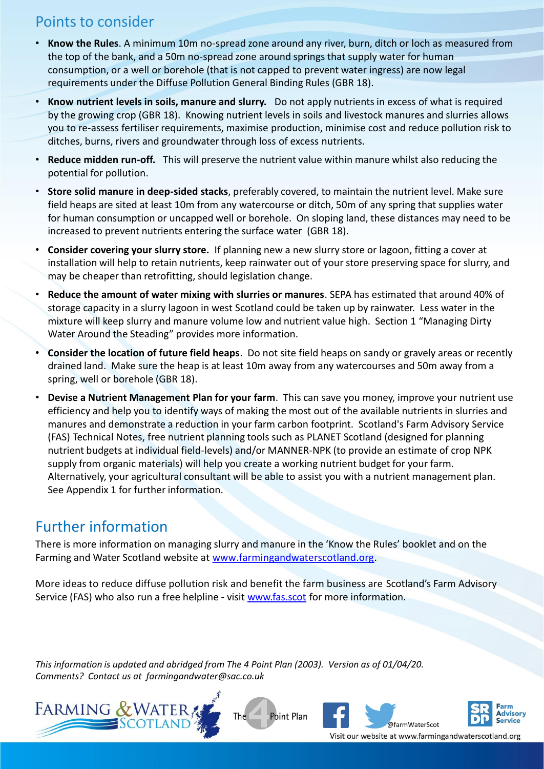## Points to consider

- **Know the Rules**. A minimum 10m no-spread zone around any river, burn, ditch or loch as measured from the top of the bank, and a 50m no-spread zone around springs that supply water for human consumption, or a well or borehole (that is not capped to prevent water ingress) are now legal requirements under the Diffuse Pollution General Binding Rules (GBR 18).
- **Know nutrient levels in soils, manure and slurry.** Do not apply nutrients in excess of what is required by the growing crop (GBR 18). Knowing nutrient levels in soils and livestock manures and slurries allows you to re-assess fertiliser requirements, maximise production, minimise cost and reduce pollution risk to ditches, burns, rivers and groundwater through loss of excess nutrients.
- **Reduce midden run-off.** This will preserve the nutrient value within manure whilst also reducing the potential for pollution.
- **Store solid manure in deep-sided stacks**, preferably covered, to maintain the nutrient level. Make sure field heaps are sited at least 10m from any watercourse or ditch, 50m of any spring that supplies water for human consumption or uncapped well or borehole. On sloping land, these distances may need to be increased to prevent nutrients entering the surface water (GBR 18).
- **Consider covering your slurry store.** If planning new a new slurry store or lagoon, fitting a cover at installation will help to retain nutrients, keep rainwater out of your store preserving space for slurry, and may be cheaper than retrofitting, should legislation change.
- **Reduce the amount of water mixing with slurries or manures**. SEPA has estimated that around 40% of storage capacity in a slurry lagoon in west Scotland could be taken up by rainwater. Less water in the mixture will keep slurry and manure volume low and nutrient value high. Section 1 "Managing Dirty Water Around the Steading" provides more information.
- **Consider the location of future field heaps**. Do not site field heaps on sandy or gravely areas or recently drained land. Make sure the heap is at least 10m away from any watercourses and 50m away from a spring, well or borehole (GBR 18).
- **Devise a Nutrient Management Plan for your farm**. This can save you money, improve your nutrient use efficiency and help you to identify ways of making the most out of the available nutrients in slurries and manures and demonstrate a reduction in your farm carbon footprint. Scotland's Farm Advisory Service (FAS) Technical Notes, free nutrient planning tools such as PLANET Scotland (designed for planning nutrient budgets at individual field-levels) and/or MANNER-NPK (to provide an estimate of crop NPK supply from organic materials) will help you create a working nutrient budget for your farm. Alternatively, your agricultural consultant will be able to assist you with a nutrient management plan. See Appendix 1 for further information.

## Further information

There is more information on managing slurry and manure in the 'Know the Rules' booklet and on the Farming and Water Scotland website at www.farmingandwaterscotland.org.

More ideas to reduce diffuse pollution risk and benefit the farm business are Scotland's Farm Advisory Service (FAS) who also run a free helpline - visit www.fas.scot for more information.

*This information is updated and abridged from The 4 Point Plan (2003). Version as of 01/04/20.*
*Comments? Contact us at farmingandwater@sac.co.uk*

Farming & Water Scotland | The 4 Point Plan | @farmWaterScot | Farm Advisory Service

Visit our website at www.farmingandwaterscotland.org